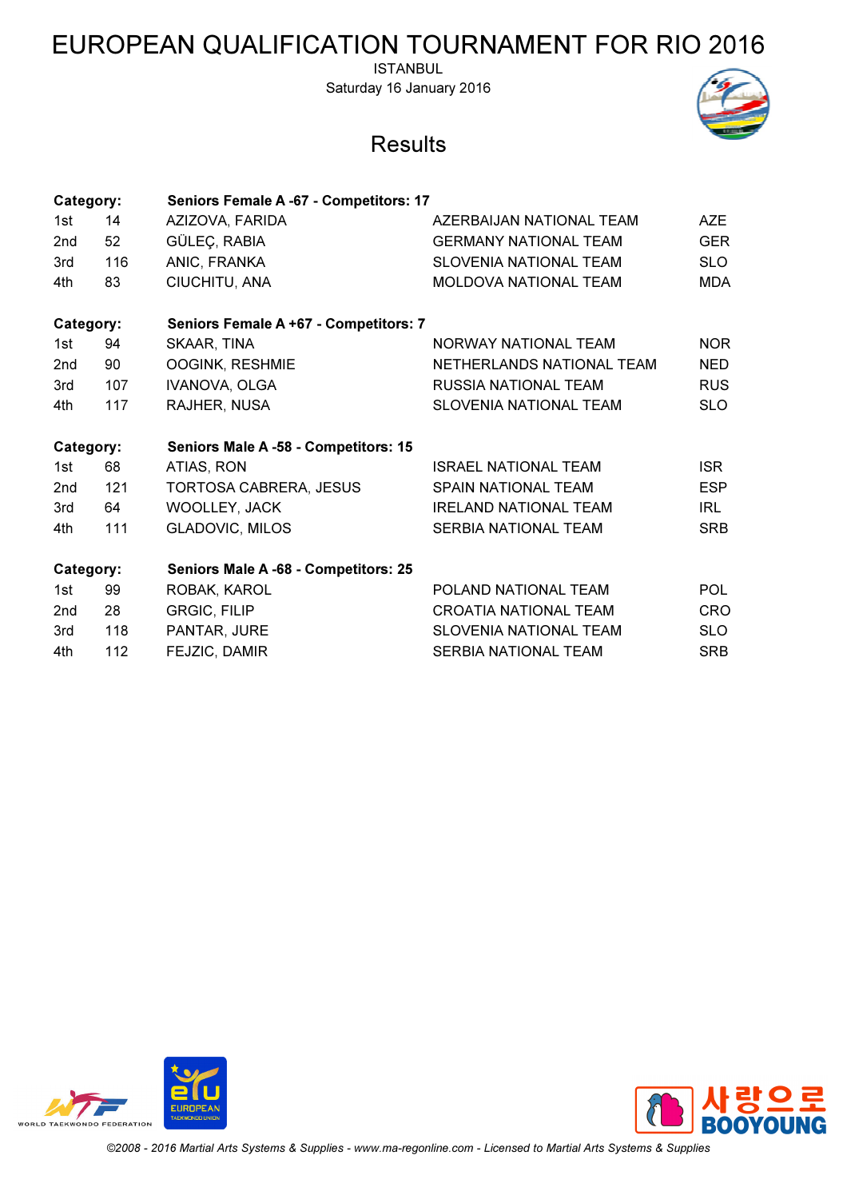# EUROPEAN QUALIFICATION TOURNAMENT FOR RIO 2016

ISTANBUL

Saturday 16 January 2016

## Results

| Category: | | Seniors Female A -67 - Competitors: 17 | | |
|---|---|---|---|---|
| 1st | 14 | AZIZOVA, FARIDA | AZERBAIJAN NATIONAL TEAM | AZE |
| 2nd | 52 | GÜLEÇ, RABIA | GERMANY NATIONAL TEAM | GER |
| 3rd | 116 | ANIC, FRANKA | SLOVENIA NATIONAL TEAM | SLO |
| 4th | 83 | CIUCHITU, ANA | MOLDOVA NATIONAL TEAM | MDA |

| Category: | | Seniors Female A +67 - Competitors: 7 | | |
|---|---|---|---|---|
| 1st | 94 | SKAAR, TINA | NORWAY NATIONAL TEAM | NOR |
| 2nd | 90 | OOGINK, RESHMIE | NETHERLANDS NATIONAL TEAM | NED |
| 3rd | 107 | IVANOVA, OLGA | RUSSIA NATIONAL TEAM | RUS |
| 4th | 117 | RAJHER, NUSA | SLOVENIA NATIONAL TEAM | SLO |

| Category: | | Seniors Male A -58 - Competitors: 15 | | |
|---|---|---|---|---|
| 1st | 68 | ATIAS, RON | ISRAEL NATIONAL TEAM | ISR |
| 2nd | 121 | TORTOSA CABRERA, JESUS | SPAIN NATIONAL TEAM | ESP |
| 3rd | 64 | WOOLLEY, JACK | IRELAND NATIONAL TEAM | IRL |
| 4th | 111 | GLADOVIC, MILOS | SERBIA NATIONAL TEAM | SRB |

| Category: | | Seniors Male A -68 - Competitors: 25 | | |
|---|---|---|---|---|
| 1st | 99 | ROBAK, KAROL | POLAND NATIONAL TEAM | POL |
| 2nd | 28 | GRGIC, FILIP | CROATIA NATIONAL TEAM | CRO |
| 3rd | 118 | PANTAR, JURE | SLOVENIA NATIONAL TEAM | SLO |
| 4th | 112 | FEJZIC, DAMIR | SERBIA NATIONAL TEAM | SRB |

*©2008 - 2016 Martial Arts Systems & Supplies - www.ma-regonline.com - Licensed to Martial Arts Systems & Supplies*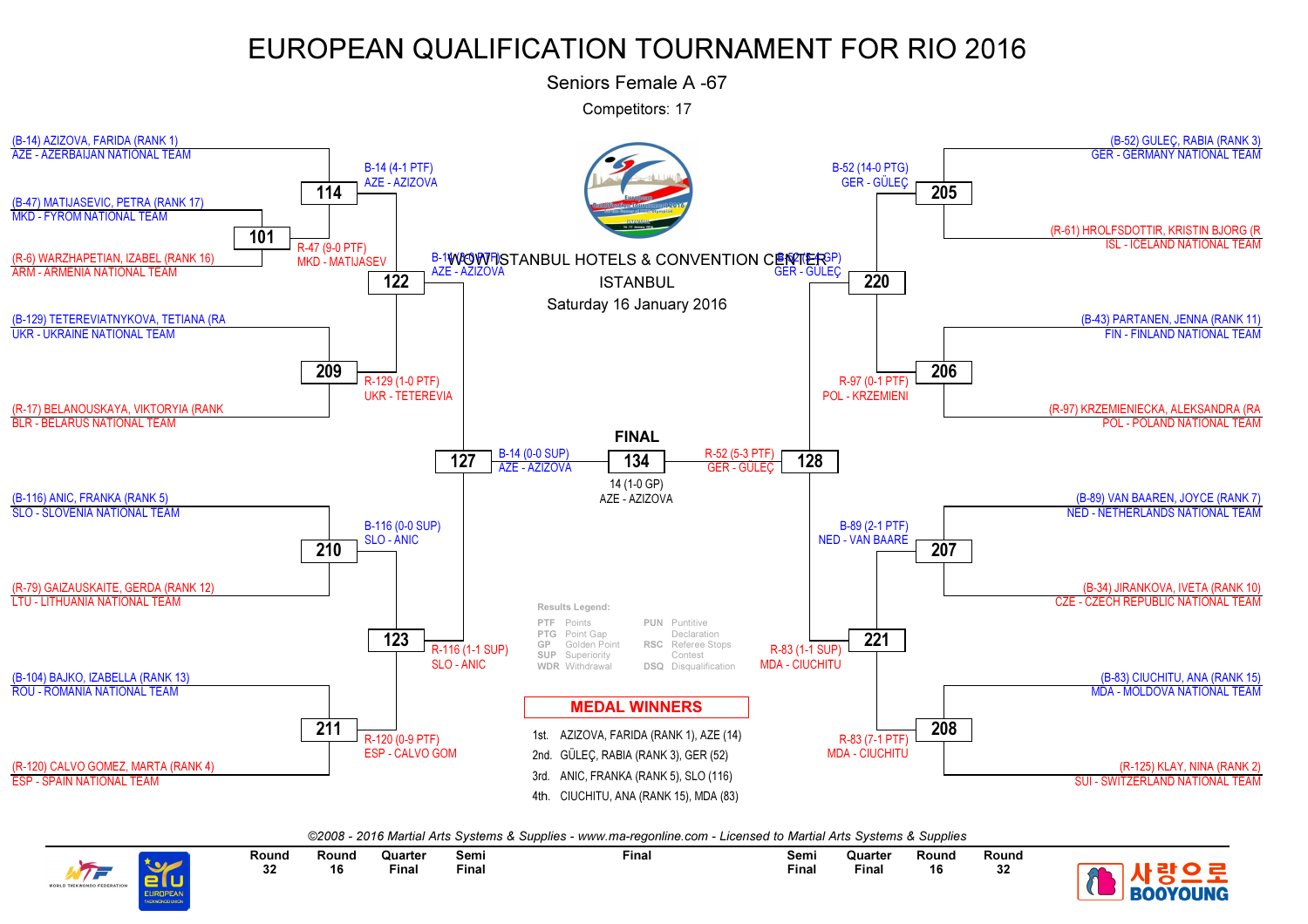# EUROPEAN QUALIFICATION TOURNAMENT FOR RIO 2016

Seniors Female A -67

Competitors: 17

WOW ISTANBUL HOTELS & CONVENTION CENTER

ISTANBUL

Saturday 16 January 2016

## Left side of bracket

**Round 32 / Round 16**

- (B-14) AZIZOVA, FARIDA (RANK 1) — AZE - AZERBAIJAN NATIONAL TEAM
- (B-47) MATIJASEVIC, PETRA (RANK 17) — MKD - FYROM NATIONAL TEAM
- (R-6) WARZHAPETIAN, IZABEL (RANK 16) — ARM - ARMENIA NATIONAL TEAM
- (B-129) TETEREVIATNYKOVA, TETIANA (RA — UKR - UKRAINE NATIONAL TEAM
- (R-17) BELANOUSKAYA, VIKTORYIA (RANK — BLR - BELARUS NATIONAL TEAM
- (B-116) ANIC, FRANKA (RANK 5) — SLO - SLOVENIA NATIONAL TEAM
- (R-79) GAIZAUSKAITE, GERDA (RANK 12) — LTU - LITHUANIA NATIONAL TEAM
- (B-104) BAJKO, IZABELLA (RANK 13) — ROU - ROMANIA NATIONAL TEAM
- (R-120) CALVO GOMEZ, MARTA (RANK 4) — ESP - SPAIN NATIONAL TEAM

| Match | Result |
|---|---|
| 101 | R-47 (9-0 PTF) MKD - MATIJASEV |
| 114 | B-14 (4-1 PTF) AZE - AZIZOVA |
| 209 | R-129 (1-0 PTF) UKR - TETEREVIA |
| 210 | B-116 (0-0 SUP) SLO - ANIC |
| 211 | R-120 (0-9 PTF) ESP - CALVO GOM |
| 122 | B-14 (5-0 PTF) AZE - AZIZOVA |
| 123 | R-116 (1-1 SUP) SLO - ANIC |
| 127 | B-14 (0-0 SUP) AZE - AZIZOVA |

## Right side of bracket

- (B-52) GULEÇ, RABIA (RANK 3) — GER - GERMANY NATIONAL TEAM
- (R-61) HROLFSDOTTIR, KRISTIN BJORG (R — ISL - ICELAND NATIONAL TEAM
- (B-43) PARTANEN, JENNA (RANK 11) — FIN - FINLAND NATIONAL TEAM
- (R-97) KRZEMIENIECKA, ALEKSANDRA (RA — POL - POLAND NATIONAL TEAM
- (B-89) VAN BAAREN, JOYCE (RANK 7) — NED - NETHERLANDS NATIONAL TEAM
- (B-34) JIRANKOVA, IVETA (RANK 10) — CZE - CZECH REPUBLIC NATIONAL TEAM
- (B-83) CIUCHITU, ANA (RANK 15) — MDA - MOLDOVA NATIONAL TEAM
- (R-125) KLAY, NINA (RANK 2) — SUI - SWITZERLAND NATIONAL TEAM

| Match | Result |
|---|---|
| 205 | B-52 (14-0 PTG) GER - GÜLEÇ |
| 206 | R-97 (0-1 PTF) POL - KRZEMIENI |
| 207 | B-89 (2-1 PTF) NED - VAN BAARE |
| 208 | R-83 (7-1 PTF) MDA - CIUCHITU |
| 220 | B-52 (5-4 GP) GER - GÜLEÇ |
| 221 | R-83 (1-1 SUP) MDA - CIUCHITU |
| 128 | R-52 (5-3 PTF) GER - GÜLEÇ |

## FINAL

**134** — 14 (1-0 GP) AZE - AZIZOVA

## Results Legend:

| Code | Meaning | Code | Meaning |
|---|---|---|---|
| PTF | Points | PUN | Puntitive Declaration |
| PTG | Point Gap | RSC | Referee Stops Contest |
| GP | Golden Point | DSQ | Disqualification |
| SUP | Superiority | | |
| WDR | Withdrawal | | |

## MEDAL WINNERS

1st. AZIZOVA, FARIDA (RANK 1), AZE (14)

2nd. GÜLEÇ, RABIA (RANK 3), GER (52)

3rd. ANIC, FRANKA (RANK 5), SLO (116)

4th. CIUCHITU, ANA (RANK 15), MDA (83)

*©2008 - 2016 Martial Arts Systems & Supplies - www.ma-regonline.com - Licensed to Martial Arts Systems & Supplies*

| Round 32 | Round 16 | Quarter Final | Semi Final | Final | Semi Final | Quarter Final | Round 16 | Round 32 |
|---|---|---|---|---|---|---|---|---|

WORLD TAEKWONDO FEDERATION — EUROPEAN TAEKWONDO UNION — 사랑으로 BOOYOUNG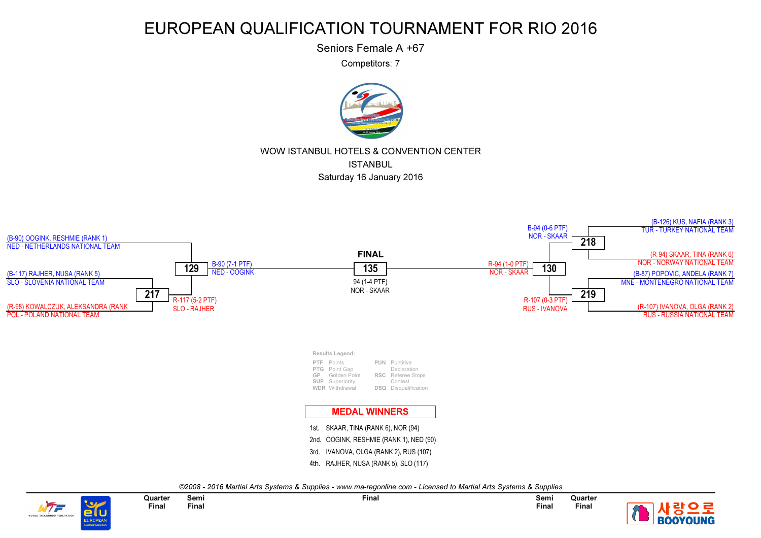# EUROPEAN QUALIFICATION TOURNAMENT FOR RIO 2016

Seniors Female A +67

Competitors: 7

WOW ISTANBUL HOTELS & CONVENTION CENTER
ISTANBUL
Saturday 16 January 2016

(B-90) OOGINK, RESHMIE (RANK 1)
NED - NETHERLANDS NATIONAL TEAM

(B-117) RAJHER, NUSA (RANK 5)
SLO - SLOVENIA NATIONAL TEAM

**217**

(R-98) KOWALCZUK, ALEKSANDRA (RANK
POL - POLAND NATIONAL TEAM

R-117 (5-2 PTF)
SLO - RAJHER

**129**

B-90 (7-1 PTF)
NED - OOGINK

**FINAL**

**135**

94 (1-4 PTF)
NOR - SKAAR

**130**

R-94 (1-0 PTF)
NOR - SKAAR

B-94 (0-6 PTF)
NOR - SKAAR

**218**

(B-126) KUS, NAFIA (RANK 3)
TUR - TURKEY NATIONAL TEAM

(R-94) SKAAR, TINA (RANK 6)
NOR - NORWAY NATIONAL TEAM

R-107 (0-3 PTF)
RUS - IVANOVA

**219**

(B-87) POPOVIC, ANDELA (RANK 7)
MNE - MONTENEGRO NATIONAL TEAM

(R-107) IVANOVA, OLGA (RANK 2)
RUS - RUSSIA NATIONAL TEAM

**Results Legend:**

| | | | |
|---|---|---|---|
| PTF | Points | PUN | Puntitive Declaration |
| PTG | Point Gap | | |
| GP | Golden Point | RSC | Referee Stops Contest |
| SUP | Superiority | | |
| WDR | Withdrawal | DSQ | Disqualification |

## MEDAL WINNERS

1st. SKAAR, TINA (RANK 6), NOR (94)
2nd. OOGINK, RESHMIE (RANK 1), NED (90)
3rd. IVANOVA, OLGA (RANK 2), RUS (107)
4th. RAJHER, NUSA (RANK 5), SLO (117)

*©2008 - 2016 Martial Arts Systems & Supplies - www.ma-regonline.com - Licensed to Martial Arts Systems & Supplies*

Quarter Final | Semi Final | Final | Semi Final | Quarter Final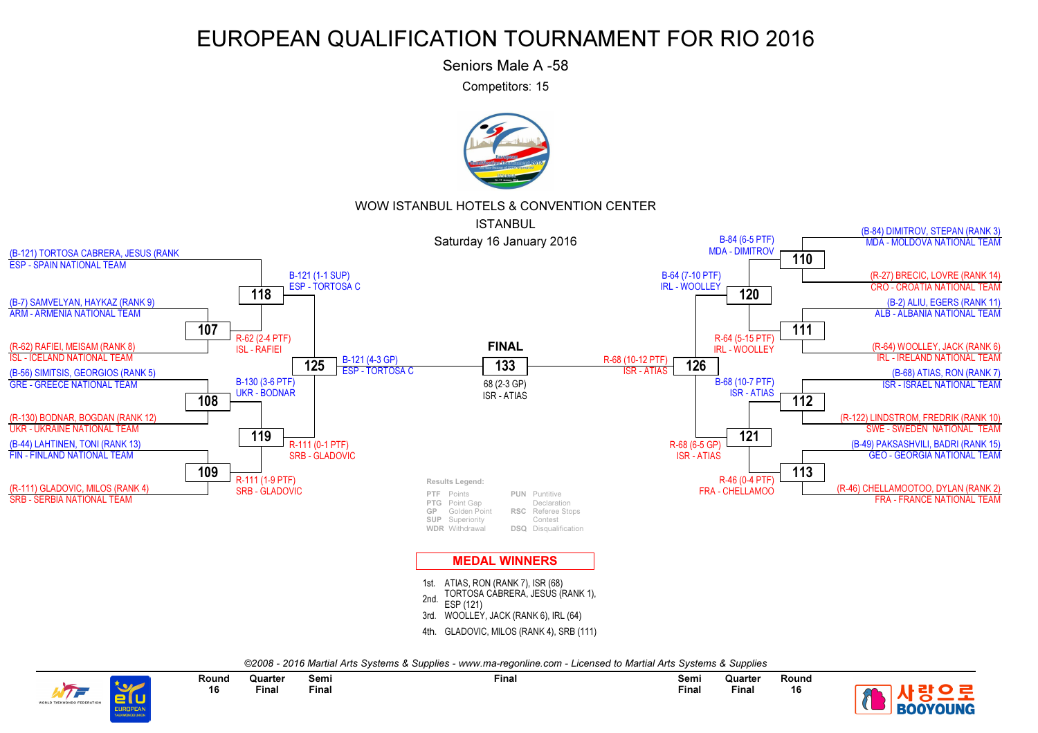# EUROPEAN QUALIFICATION TOURNAMENT FOR RIO 2016

Seniors Male A -58

Competitors: 15

WOW ISTANBUL HOTELS & CONVENTION CENTER

ISTANBUL

Saturday 16 January 2016

## Left Bracket

**Round 16**

- (B-121) TORTOSA CABRERA, JESUS (RANK — ESP - SPAIN NATIONAL TEAM
- (B-7) SAMVELYAN, HAYKAZ (RANK 9) — ARM - ARMENIA NATIONAL TEAM
- (R-62) RAFIEI, MEISAM (RANK 8) — ISL - ICELAND NATIONAL TEAM
- (B-56) SIMITSIS, GEORGIOS (RANK 5) — GRE - GREECE NATIONAL TEAM
- (R-130) BODNAR, BOGDAN (RANK 12) — UKR - UKRAINE NATIONAL TEAM
- (B-44) LAHTINEN, TONI (RANK 13) — FIN - FINLAND NATIONAL TEAM
- (R-111) GLADOVIC, MILOS (RANK 4) — SRB - SERBIA NATIONAL TEAM

**Matches**

- 107: R-62 (2-4 PTF) ISL - RAFIEI
- 108: B-130 (3-6 PTF) UKR - BODNAR
- 109: R-111 (1-9 PTF) SRB - GLADOVIC
- 118: B-121 (1-1 SUP) ESP - TORTOSA C
- 119: R-111 (0-1 PTF) SRB - GLADOVIC
- 125: B-121 (4-3 GP) ESP - TORTOSA C

## FINAL

**133**: 68 (2-3 GP) ISR - ATIAS

## Right Bracket

**Round 16**

- (B-84) DIMITROV, STEPAN (RANK 3) — MDA - MOLDOVA NATIONAL TEAM
- (R-27) BRECIC, LOVRE (RANK 14) — CRO - CROATIA NATIONAL TEAM
- (B-2) ALIU, EGERS (RANK 11) — ALB - ALBANIA NATIONAL TEAM
- (R-64) WOOLLEY, JACK (RANK 6) — IRL - IRELAND NATIONAL TEAM
- (B-68) ATIAS, RON (RANK 7) — ISR - ISRAEL NATIONAL TEAM
- (R-122) LINDSTROM, FREDRIK (RANK 10) — SWE - SWEDEN NATIONAL TEAM
- (B-49) PAKSASHVILI, BADRI (RANK 15) — GEO - GEORGIA NATIONAL TEAM
- (R-46) CHELLAMOOTOO, DYLAN (RANK 2) — FRA - FRANCE NATIONAL TEAM

**Matches**

- 110: B-84 (6-5 PTF) MDA - DIMITROV
- 111: R-64 (5-15 PTF) IRL - WOOLLEY
- 112: B-68 (10-7 PTF) ISR - ATIAS
- 113: R-46 (0-4 PTF) FRA - CHELLAMOO
- 120: B-64 (7-10 PTF) IRL - WOOLLEY
- 121: R-68 (6-5 GP) ISR - ATIAS
- 126: R-68 (10-12 PTF) ISR - ATIAS

**Results Legend:**

| | | | |
|---|---|---|---|
| PTF | Points | PUN | Puntitive Declaration |
| PTG | Point Gap | | |
| GP | Golden Point | RSC | Referee Stops Contest |
| SUP | Superiority | | |
| WDR | Withdrawal | DSQ | Disqualification |

## MEDAL WINNERS

1st. ATIAS, RON (RANK 7), ISR (68)

2nd. TORTOSA CABRERA, JESUS (RANK 1), ESP (121)

3rd. WOOLLEY, JACK (RANK 6), IRL (64)

4th. GLADOVIC, MILOS (RANK 4), SRB (111)

*©2008 - 2016 Martial Arts Systems & Supplies - www.ma-regonline.com - Licensed to Martial Arts Systems & Supplies*

Round 16 | Quarter Final | Semi Final | Final | Semi Final | Quarter Final | Round 16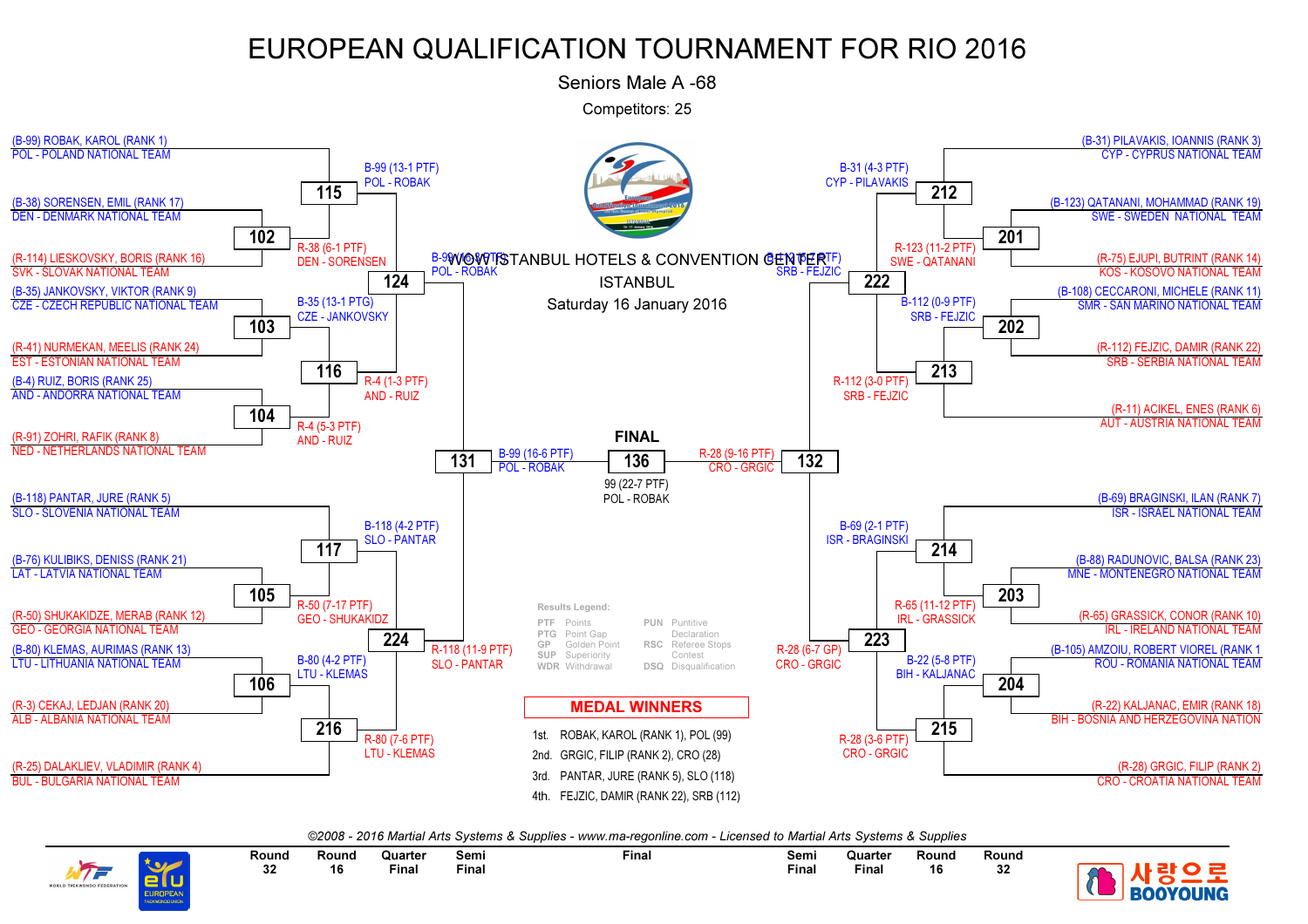# EUROPEAN QUALIFICATION TOURNAMENT FOR RIO 2016

Seniors Male A -68

Competitors: 25

WOW ISTANBUL HOTELS & CONVENTION CENTER

ISTANBUL

Saturday 16 January 2016

(B-99) ROBAK, KAROL (RANK 1)
POL - POLAND NATIONAL TEAM

115

B-99 (13-1 PTF)
POL - ROBAK

(B-38) SORENSEN, EMIL (RANK 17)
DEN - DENMARK NATIONAL TEAM

102

R-38 (6-1 PTF)
DEN - SORENSEN

(R-114) LIESKOVSKY, BORIS (RANK 16)
SVK - SLOVAK NATIONAL TEAM

B-99 (16-9 PTF)
POL - ROBAK

124

(B-35) JANKOVSKY, VIKTOR (RANK 9)
CZE - CZECH REPUBLIC NATIONAL TEAM

B-35 (13-1 PTG)
CZE - JANKOVSKY

103

(R-41) NURMEKAN, MEELIS (RANK 24)
EST - ESTONIAN NATIONAL TEAM

116

R-4 (1-3 PTF)
AND - RUIZ

(B-4) RUIZ, BORIS (RANK 25)
AND - ANDORRA NATIONAL TEAM

104

R-4 (5-3 PTF)
AND - RUIZ

(R-91) ZOHRI, RAFIK (RANK 8)
NED - NETHERLANDS NATIONAL TEAM

131

B-99 (16-6 PTF)
POL - ROBAK

**FINAL**

136

99 (22-7 PTF)
POL - ROBAK

R-28 (9-16 PTF)
CRO - GRGIC

132

(B-118) PANTAR, JURE (RANK 5)
SLO - SLOVENIA NATIONAL TEAM

B-118 (4-2 PTF)
SLO - PANTAR

117

(B-76) KULIBIKS, DENISS (RANK 21)
LAT - LATVIA NATIONAL TEAM

105

R-50 (7-17 PTF)
GEO - SHUKAKIDZE

(R-50) SHUKAKIDZE, MERAB (RANK 12)
GEO - GEORGIA NATIONAL TEAM

224

R-118 (11-9 PTF)
SLO - PANTAR

(B-80) KLEMAS, AURIMAS (RANK 13)
LTU - LITHUANIA NATIONAL TEAM

B-80 (4-2 PTF)
LTU - KLEMAS

106

(R-3) CEKAJ, LEDJAN (RANK 20)
ALB - ALBANIA NATIONAL TEAM

216

R-80 (7-6 PTF)
LTU - KLEMAS

(R-25) DALAKLIEV, VLADIMIR (RANK 4)
BUL - BULGARIA NATIONAL TEAM

(B-31) PILAVAKIS, IOANNIS (RANK 3)
CYP - CYPRUS NATIONAL TEAM

B-31 (4-3 PTF)
CYP - PILAVAKIS

212

(B-123) QATANANI, MOHAMMAD (RANK 19)
SWE - SWEDEN NATIONAL TEAM

201

R-123 (11-2 PTF)
SWE - QATANANI

(R-75) EJUPI, BUTRINT (RANK 14)
KOS - KOSOVO NATIONAL TEAM

B-112 (6-7 PTF)
SRB - FEJZIC

222

(B-108) CECCARONI, MICHELE (RANK 11)
SMR - SAN MARINO NATIONAL TEAM

B-112 (0-9 PTF)
SRB - FEJZIC

202

(R-112) FEJZIC, DAMIR (RANK 22)
SRB - SERBIA NATIONAL TEAM

213

R-112 (3-0 PTF)
SRB - FEJZIC

(R-11) ACIKEL, ENES (RANK 6)
AUT - AUSTRIA NATIONAL TEAM

(B-69) BRAGINSKI, ILAN (RANK 7)
ISR - ISRAEL NATIONAL TEAM

B-69 (2-1 PTF)
ISR - BRAGINSKI

214

(B-88) RADUNOVIC, BALSA (RANK 23)
MNE - MONTENEGRO NATIONAL TEAM

203

R-65 (11-12 PTF)
IRL - GRASSICK

(R-65) GRASSICK, CONOR (RANK 10)
IRL - IRELAND NATIONAL TEAM

223

R-28 (6-7 GP)
CRO - GRGIC

(B-105) AMZOIU, ROBERT VIOREL (RANK 1
ROU - ROMANIA NATIONAL TEAM

B-22 (5-8 PTF)
BIH - KALJANAC

204

(R-22) KALJANAC, EMIR (RANK 18)
BIH - BOSNIA AND HERZEGOVINA NATION

215

R-28 (3-6 PTF)
CRO - GRGIC

(R-28) GRGIC, FILIP (RANK 2)
CRO - CROATIA NATIONAL TEAM

**Results Legend:**

| | | | |
|---|---|---|---|
| PTF | Points | PUN | Puntitive Declaration |
| PTG | Point Gap | RSC | Referee Stops Contest |
| GP | Golden Point | DSQ | Disqualification |
| SUP | Superiority | | |
| WDR | Withdrawal | | |

**MEDAL WINNERS**

1st. ROBAK, KAROL (RANK 1), POL (99)

2nd. GRGIC, FILIP (RANK 2), CRO (28)

3rd. PANTAR, JURE (RANK 5), SLO (118)

4th. FEJZIC, DAMIR (RANK 22), SRB (112)

*©2008 - 2016 Martial Arts Systems & Supplies - www.ma-regonline.com - Licensed to Martial Arts Systems & Supplies*

Round 32 | Round 16 | Quarter Final | Semi Final | Final | Semi Final | Quarter Final | Round 16 | Round 32

WORLD TAEKWONDO FEDERATION

EUROPEAN TAEKWONDO UNION

사랑으로 BOOYOUNG